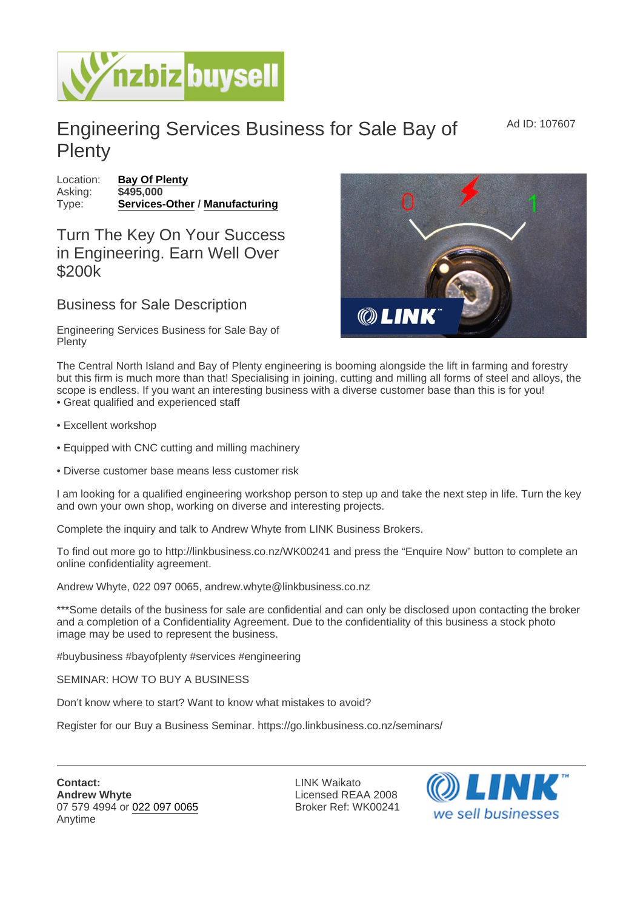# Engineering Services Business for Sale Bay of Plenty

Ad ID: 107607

Location: **Bay Of Plenty**
Asking: **$495,000**
Type: **Services-Other** / **Manufacturing**

## Turn The Key On Your Success in Engineering. Earn Well Over $200k

### Business for Sale Description

Engineering Services Business for Sale Bay of Plenty

The Central North Island and Bay of Plenty engineering is booming alongside the lift in farming and forestry but this firm is much more than that! Specialising in joining, cutting and milling all forms of steel and alloys, the scope is endless. If you want an interesting business with a diverse customer base than this is for you!

- Great qualified and experienced staff
- Excellent workshop
- Equipped with CNC cutting and milling machinery
- Diverse customer base means less customer risk

I am looking for a qualified engineering workshop person to step up and take the next step in life. Turn the key and own your own shop, working on diverse and interesting projects.

Complete the inquiry and talk to Andrew Whyte from LINK Business Brokers.

To find out more go to http://linkbusiness.co.nz/WK00241 and press the "Enquire Now" button to complete an online confidentiality agreement.

Andrew Whyte, 022 097 0065, andrew.whyte@linkbusiness.co.nz

***Some details of the business for sale are confidential and can only be disclosed upon contacting the broker and a completion of a Confidentiality Agreement. Due to the confidentiality of this business a stock photo image may be used to represent the business.

#buybusiness #bayofplenty #services #engineering

SEMINAR: HOW TO BUY A BUSINESS

Don't know where to start? Want to know what mistakes to avoid?

Register for our Buy a Business Seminar. https://go.linkbusiness.co.nz/seminars/

**Contact:**
**Andrew Whyte**
07 579 4994 or 022 097 0065
Anytime

LINK Waikato
Licensed REAA 2008
Broker Ref: WK00241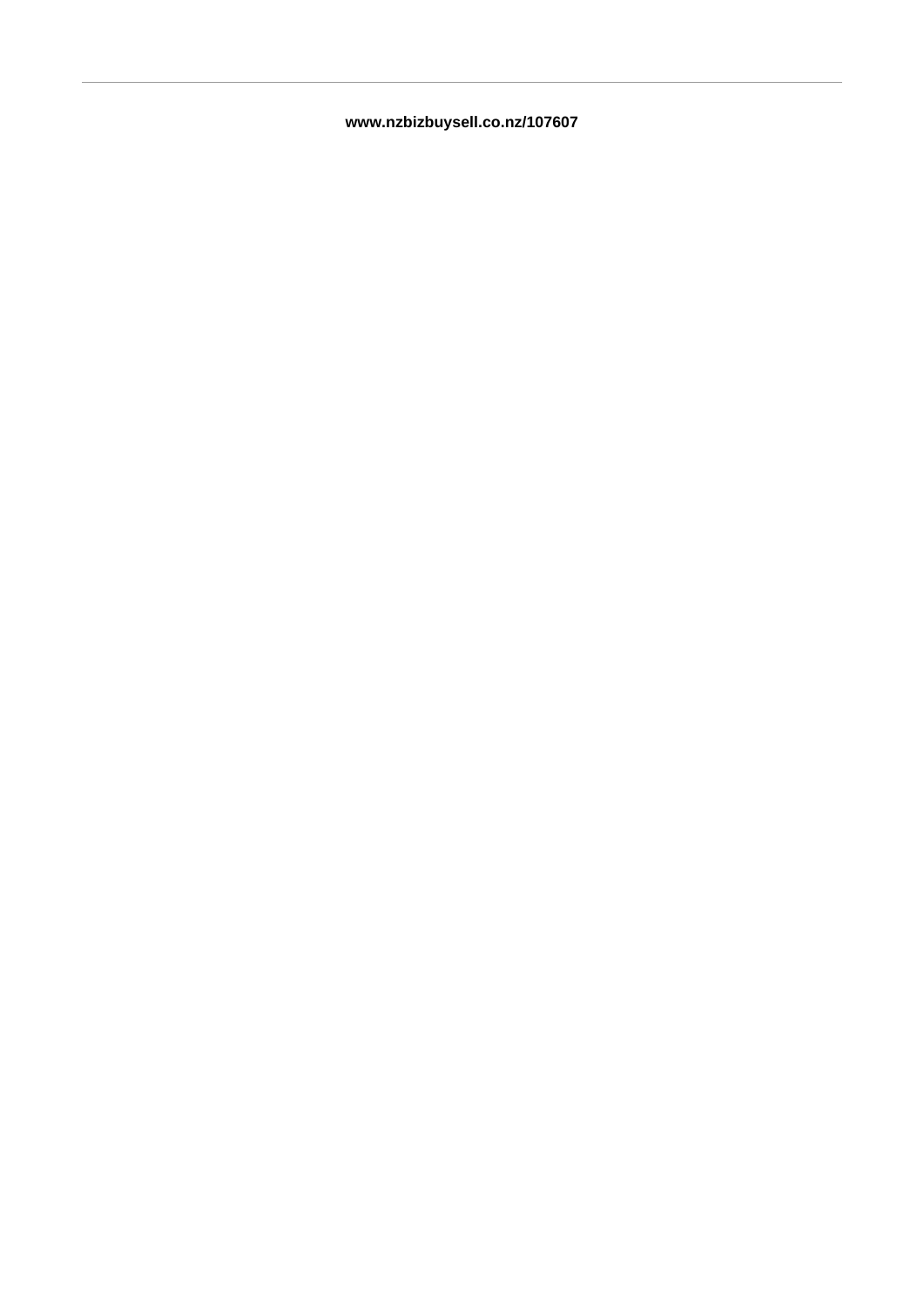**www.nzbizbuysell.co.nz/107607**